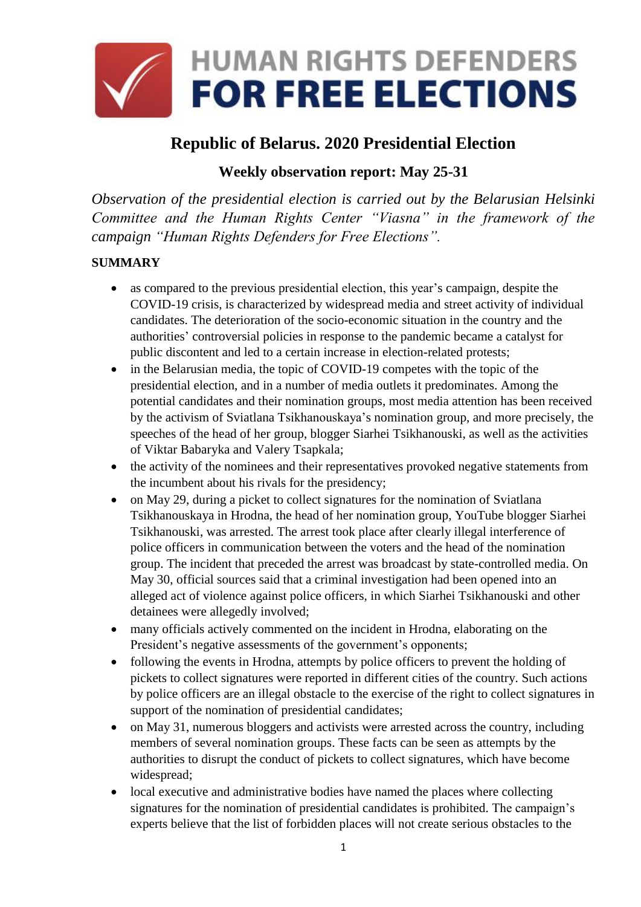# HUMAN RIGHTS DEFENDERS FOR FREE ELECTIONS

## Republic of Belarus. 2020 Presidential Election

### Weekly observation report: May 25-31

*Observation of the presidential election is carried out by the Belarusian Helsinki Committee and the Human Rights Center "Viasna" in the framework of the campaign "Human Rights Defenders for Free Elections".*

**SUMMARY**

- as compared to the previous presidential election, this year's campaign, despite the COVID-19 crisis, is characterized by widespread media and street activity of individual candidates. The deterioration of the socio-economic situation in the country and the authorities' controversial policies in response to the pandemic became a catalyst for public discontent and led to a certain increase in election-related protests;
- in the Belarusian media, the topic of COVID-19 competes with the topic of the presidential election, and in a number of media outlets it predominates. Among the potential candidates and their nomination groups, most media attention has been received by the activism of Sviatlana Tsikhanouskaya's nomination group, and more precisely, the speeches of the head of her group, blogger Siarhei Tsikhanouski, as well as the activities of Viktar Babaryka and Valery Tsapkala;
- the activity of the nominees and their representatives provoked negative statements from the incumbent about his rivals for the presidency;
- on May 29, during a picket to collect signatures for the nomination of Sviatlana Tsikhanouskaya in Hrodna, the head of her nomination group, YouTube blogger Siarhei Tsikhanouski, was arrested. The arrest took place after clearly illegal interference of police officers in communication between the voters and the head of the nomination group. The incident that preceded the arrest was broadcast by state-controlled media. On May 30, official sources said that a criminal investigation had been opened into an alleged act of violence against police officers, in which Siarhei Tsikhanouski and other detainees were allegedly involved;
- many officials actively commented on the incident in Hrodna, elaborating on the President's negative assessments of the government's opponents;
- following the events in Hrodna, attempts by police officers to prevent the holding of pickets to collect signatures were reported in different cities of the country. Such actions by police officers are an illegal obstacle to the exercise of the right to collect signatures in support of the nomination of presidential candidates;
- on May 31, numerous bloggers and activists were arrested across the country, including members of several nomination groups. These facts can be seen as attempts by the authorities to disrupt the conduct of pickets to collect signatures, which have become widespread;
- local executive and administrative bodies have named the places where collecting signatures for the nomination of presidential candidates is prohibited. The campaign's experts believe that the list of forbidden places will not create serious obstacles to the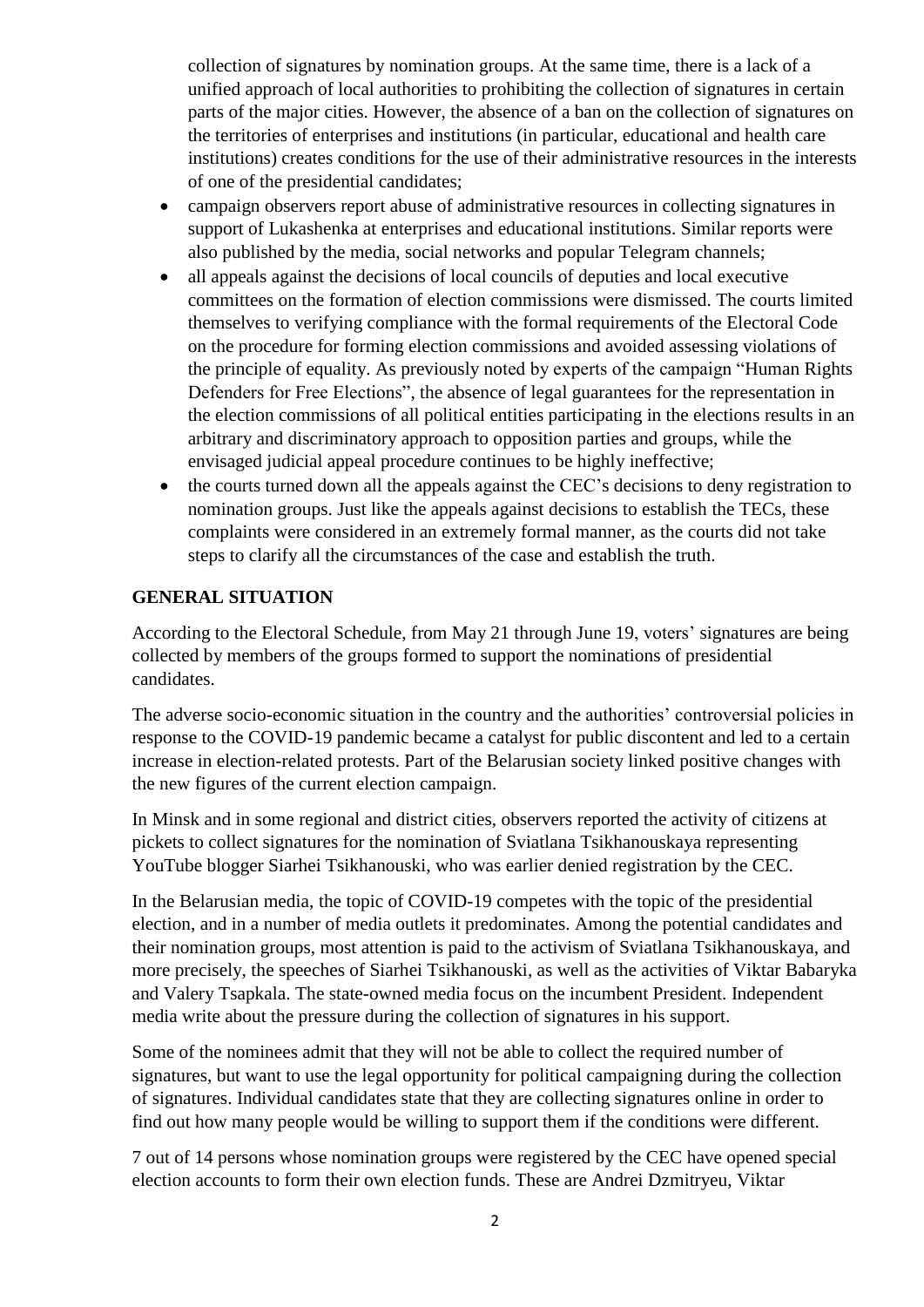collection of signatures by nomination groups. At the same time, there is a lack of a unified approach of local authorities to prohibiting the collection of signatures in certain parts of the major cities. However, the absence of a ban on the collection of signatures on the territories of enterprises and institutions (in particular, educational and health care institutions) creates conditions for the use of their administrative resources in the interests of one of the presidential candidates;

- campaign observers report abuse of administrative resources in collecting signatures in support of Lukashenka at enterprises and educational institutions. Similar reports were also published by the media, social networks and popular Telegram channels;
- all appeals against the decisions of local councils of deputies and local executive committees on the formation of election commissions were dismissed. The courts limited themselves to verifying compliance with the formal requirements of the Electoral Code on the procedure for forming election commissions and avoided assessing violations of the principle of equality. As previously noted by experts of the campaign "Human Rights Defenders for Free Elections", the absence of legal guarantees for the representation in the election commissions of all political entities participating in the elections results in an arbitrary and discriminatory approach to opposition parties and groups, while the envisaged judicial appeal procedure continues to be highly ineffective;
- the courts turned down all the appeals against the CEC's decisions to deny registration to nomination groups. Just like the appeals against decisions to establish the TECs, these complaints were considered in an extremely formal manner, as the courts did not take steps to clarify all the circumstances of the case and establish the truth.

## GENERAL SITUATION

According to the Electoral Schedule, from May 21 through June 19, voters' signatures are being collected by members of the groups formed to support the nominations of presidential candidates.

The adverse socio-economic situation in the country and the authorities' controversial policies in response to the COVID-19 pandemic became a catalyst for public discontent and led to a certain increase in election-related protests. Part of the Belarusian society linked positive changes with the new figures of the current election campaign.

In Minsk and in some regional and district cities, observers reported the activity of citizens at pickets to collect signatures for the nomination of Sviatlana Tsikhanouskaya representing YouTube blogger Siarhei Tsikhanouski, who was earlier denied registration by the CEC.

In the Belarusian media, the topic of COVID-19 competes with the topic of the presidential election, and in a number of media outlets it predominates. Among the potential candidates and their nomination groups, most attention is paid to the activism of Sviatlana Tsikhanouskaya, and more precisely, the speeches of Siarhei Tsikhanouski, as well as the activities of Viktar Babaryka and Valery Tsapkala. The state-owned media focus on the incumbent President. Independent media write about the pressure during the collection of signatures in his support.

Some of the nominees admit that they will not be able to collect the required number of signatures, but want to use the legal opportunity for political campaigning during the collection of signatures. Individual candidates state that they are collecting signatures online in order to find out how many people would be willing to support them if the conditions were different.

7 out of 14 persons whose nomination groups were registered by the CEC have opened special election accounts to form their own election funds. These are Andrei Dzmitryeu, Viktar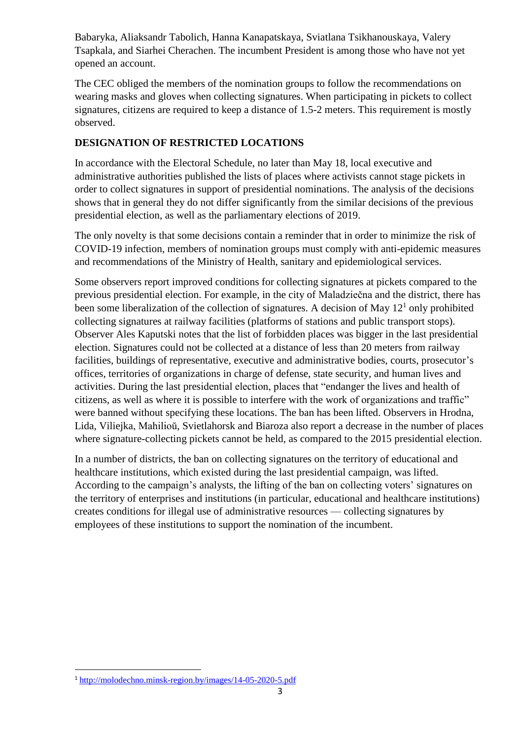Babaryka, Aliaksandr Tabolich, Hanna Kanapatskaya, Sviatlana Tsikhanouskaya, Valery Tsapkala, and Siarhei Cherachen. The incumbent President is among those who have not yet opened an account.

The CEC obliged the members of the nomination groups to follow the recommendations on wearing masks and gloves when collecting signatures. When participating in pickets to collect signatures, citizens are required to keep a distance of 1.5-2 meters. This requirement is mostly observed.

## DESIGNATION OF RESTRICTED LOCATIONS

In accordance with the Electoral Schedule, no later than May 18, local executive and administrative authorities published the lists of places where activists cannot stage pickets in order to collect signatures in support of presidential nominations. The analysis of the decisions shows that in general they do not differ significantly from the similar decisions of the previous presidential election, as well as the parliamentary elections of 2019.

The only novelty is that some decisions contain a reminder that in order to minimize the risk of COVID-19 infection, members of nomination groups must comply with anti-epidemic measures and recommendations of the Ministry of Health, sanitary and epidemiological services.

Some observers report improved conditions for collecting signatures at pickets compared to the previous presidential election. For example, in the city of Maladziečna and the district, there has been some liberalization of the collection of signatures. A decision of May 12[1] only prohibited collecting signatures at railway facilities (platforms of stations and public transport stops). Observer Ales Kaputski notes that the list of forbidden places was bigger in the last presidential election. Signatures could not be collected at a distance of less than 20 meters from railway facilities, buildings of representative, executive and administrative bodies, courts, prosecutor's offices, territories of organizations in charge of defense, state security, and human lives and activities. During the last presidential election, places that "endanger the lives and health of citizens, as well as where it is possible to interfere with the work of organizations and traffic" were banned without specifying these locations. The ban has been lifted. Observers in Hrodna, Lida, Viliejka, Mahilioŭ, Svietlahorsk and Biaroza also report a decrease in the number of places where signature-collecting pickets cannot be held, as compared to the 2015 presidential election.

In a number of districts, the ban on collecting signatures on the territory of educational and healthcare institutions, which existed during the last presidential campaign, was lifted. According to the campaign's analysts, the lifting of the ban on collecting voters' signatures on the territory of enterprises and institutions (in particular, educational and healthcare institutions) creates conditions for illegal use of administrative resources — collecting signatures by employees of these institutions to support the nomination of the incumbent.

---

[1] http://molodechno.minsk-region.by/images/14-05-2020-5.pdf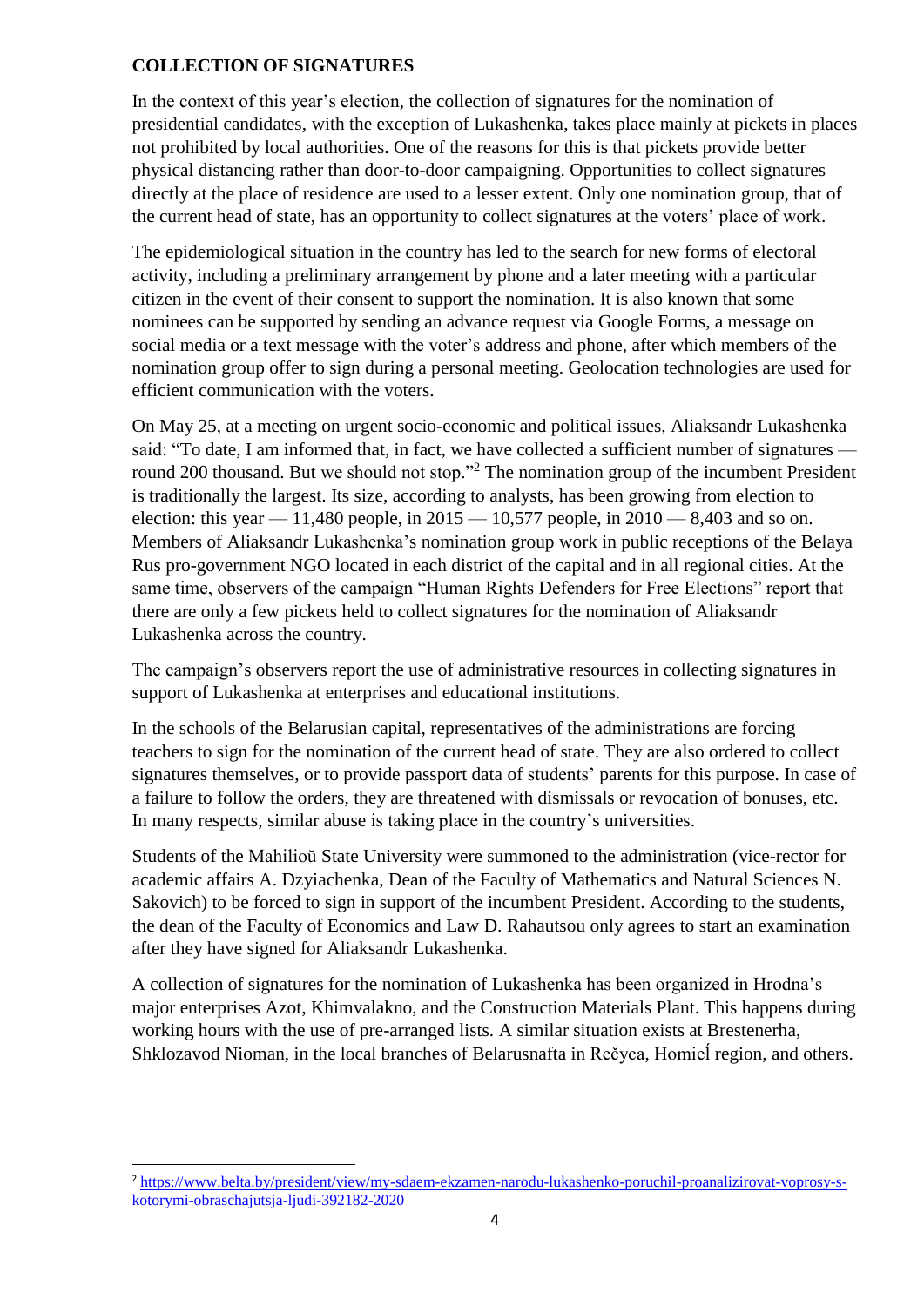**COLLECTION OF SIGNATURES**

In the context of this year's election, the collection of signatures for the nomination of presidential candidates, with the exception of Lukashenka, takes place mainly at pickets in places not prohibited by local authorities. One of the reasons for this is that pickets provide better physical distancing rather than door-to-door campaigning. Opportunities to collect signatures directly at the place of residence are used to a lesser extent. Only one nomination group, that of the current head of state, has an opportunity to collect signatures at the voters' place of work.

The epidemiological situation in the country has led to the search for new forms of electoral activity, including a preliminary arrangement by phone and a later meeting with a particular citizen in the event of their consent to support the nomination. It is also known that some nominees can be supported by sending an advance request via Google Forms, a message on social media or a text message with the voter's address and phone, after which members of the nomination group offer to sign during a personal meeting. Geolocation technologies are used for efficient communication with the voters.

On May 25, at a meeting on urgent socio-economic and political issues, Aliaksandr Lukashenka said: "To date, I am informed that, in fact, we have collected a sufficient number of signatures — round 200 thousand. But we should not stop."[2] The nomination group of the incumbent President is traditionally the largest. Its size, according to analysts, has been growing from election to election: this year — 11,480 people, in 2015 — 10,577 people, in 2010 — 8,403 and so on. Members of Aliaksandr Lukashenka's nomination group work in public receptions of the Belaya Rus pro-government NGO located in each district of the capital and in all regional cities. At the same time, observers of the campaign "Human Rights Defenders for Free Elections" report that there are only a few pickets held to collect signatures for the nomination of Aliaksandr Lukashenka across the country.

The campaign's observers report the use of administrative resources in collecting signatures in support of Lukashenka at enterprises and educational institutions.

In the schools of the Belarusian capital, representatives of the administrations are forcing teachers to sign for the nomination of the current head of state. They are also ordered to collect signatures themselves, or to provide passport data of students' parents for this purpose. In case of a failure to follow the orders, they are threatened with dismissals or revocation of bonuses, etc. In many respects, similar abuse is taking place in the country's universities.

Students of the Mahilioŭ State University were summoned to the administration (vice-rector for academic affairs A. Dzyiachenka, Dean of the Faculty of Mathematics and Natural Sciences N. Sakovich) to be forced to sign in support of the incumbent President. According to the students, the dean of the Faculty of Economics and Law D. Rahautsou only agrees to start an examination after they have signed for Aliaksandr Lukashenka.

A collection of signatures for the nomination of Lukashenka has been organized in Hrodna's major enterprises Azot, Khimvalakno, and the Construction Materials Plant. This happens during working hours with the use of pre-arranged lists. A similar situation exists at Brestenerha, Shklozavod Nioman, in the local branches of Belarusnafta in Rečyca, Homieĺ region, and others.

---

[2] https://www.belta.by/president/view/my-sdaem-ekzamen-narodu-lukashenko-poruchil-proanalizirovat-voprosy-s-kotorymi-obraschajutsja-ljudi-392182-2020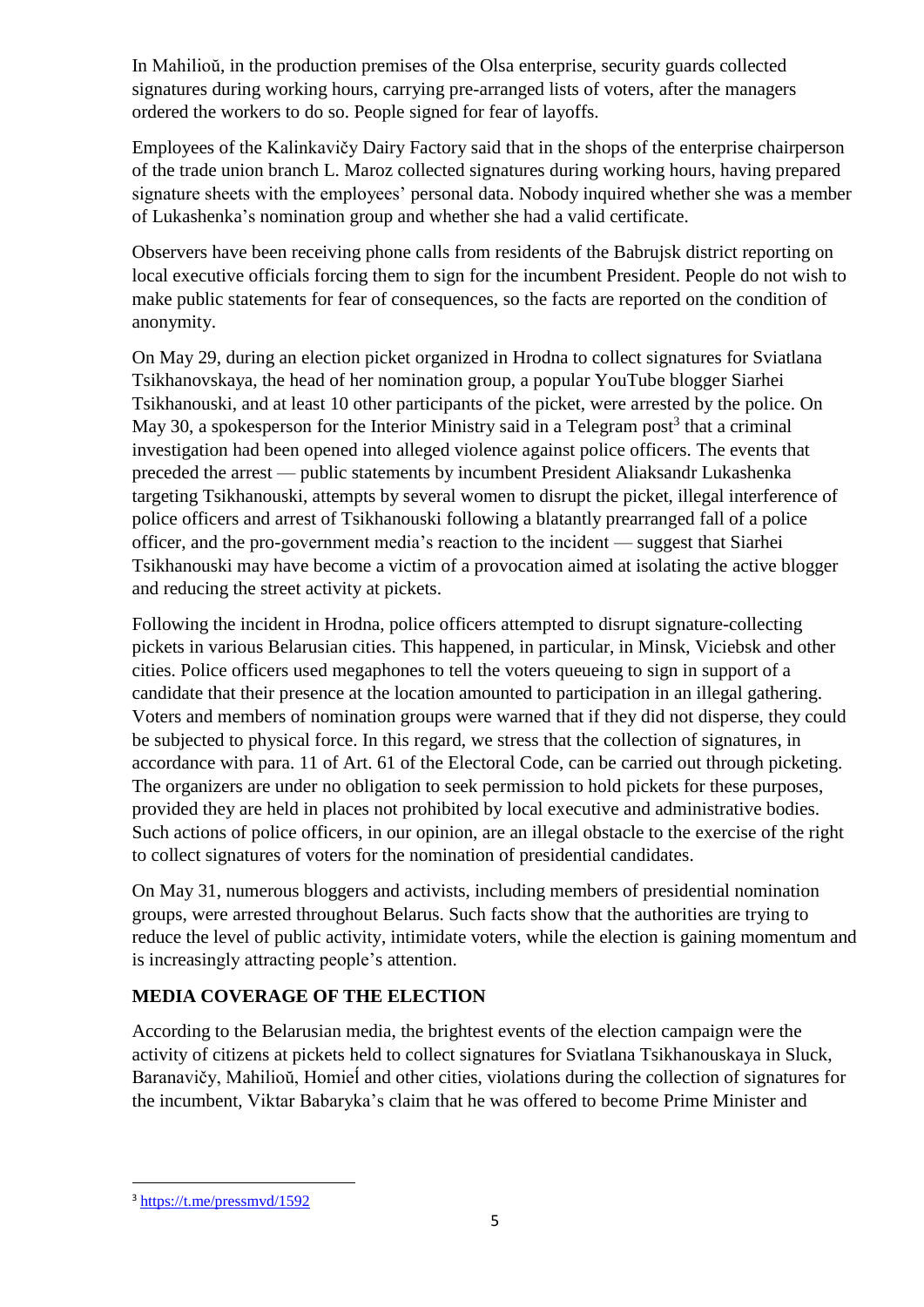In Mahilioŭ, in the production premises of the Olsa enterprise, security guards collected signatures during working hours, carrying pre-arranged lists of voters, after the managers ordered the workers to do so. People signed for fear of layoffs.

Employees of the Kalinkavičy Dairy Factory said that in the shops of the enterprise chairperson of the trade union branch L. Maroz collected signatures during working hours, having prepared signature sheets with the employees' personal data. Nobody inquired whether she was a member of Lukashenka's nomination group and whether she had a valid certificate.

Observers have been receiving phone calls from residents of the Babrujsk district reporting on local executive officials forcing them to sign for the incumbent President. People do not wish to make public statements for fear of consequences, so the facts are reported on the condition of anonymity.

On May 29, during an election picket organized in Hrodna to collect signatures for Sviatlana Tsikhanovskaya, the head of her nomination group, a popular YouTube blogger Siarhei Tsikhanouski, and at least 10 other participants of the picket, were arrested by the police. On May 30, a spokesperson for the Interior Ministry said in a Telegram post[3] that a criminal investigation had been opened into alleged violence against police officers. The events that preceded the arrest — public statements by incumbent President Aliaksandr Lukashenka targeting Tsikhanouski, attempts by several women to disrupt the picket, illegal interference of police officers and arrest of Tsikhanouski following a blatantly prearranged fall of a police officer, and the pro-government media's reaction to the incident — suggest that Siarhei Tsikhanouski may have become a victim of a provocation aimed at isolating the active blogger and reducing the street activity at pickets.

Following the incident in Hrodna, police officers attempted to disrupt signature-collecting pickets in various Belarusian cities. This happened, in particular, in Minsk, Viciebsk and other cities. Police officers used megaphones to tell the voters queueing to sign in support of a candidate that their presence at the location amounted to participation in an illegal gathering. Voters and members of nomination groups were warned that if they did not disperse, they could be subjected to physical force. In this regard, we stress that the collection of signatures, in accordance with para. 11 of Art. 61 of the Electoral Code, can be carried out through picketing. The organizers are under no obligation to seek permission to hold pickets for these purposes, provided they are held in places not prohibited by local executive and administrative bodies. Such actions of police officers, in our opinion, are an illegal obstacle to the exercise of the right to collect signatures of voters for the nomination of presidential candidates.

On May 31, numerous bloggers and activists, including members of presidential nomination groups, were arrested throughout Belarus. Such facts show that the authorities are trying to reduce the level of public activity, intimidate voters, while the election is gaining momentum and is increasingly attracting people's attention.

## MEDIA COVERAGE OF THE ELECTION

According to the Belarusian media, the brightest events of the election campaign were the activity of citizens at pickets held to collect signatures for Sviatlana Tsikhanouskaya in Sluck, Baranavičy, Mahilioŭ, Homieĺ and other cities, violations during the collection of signatures for the incumbent, Viktar Babaryka's claim that he was offered to become Prime Minister and

---

[3] https://t.me/pressmvd/1592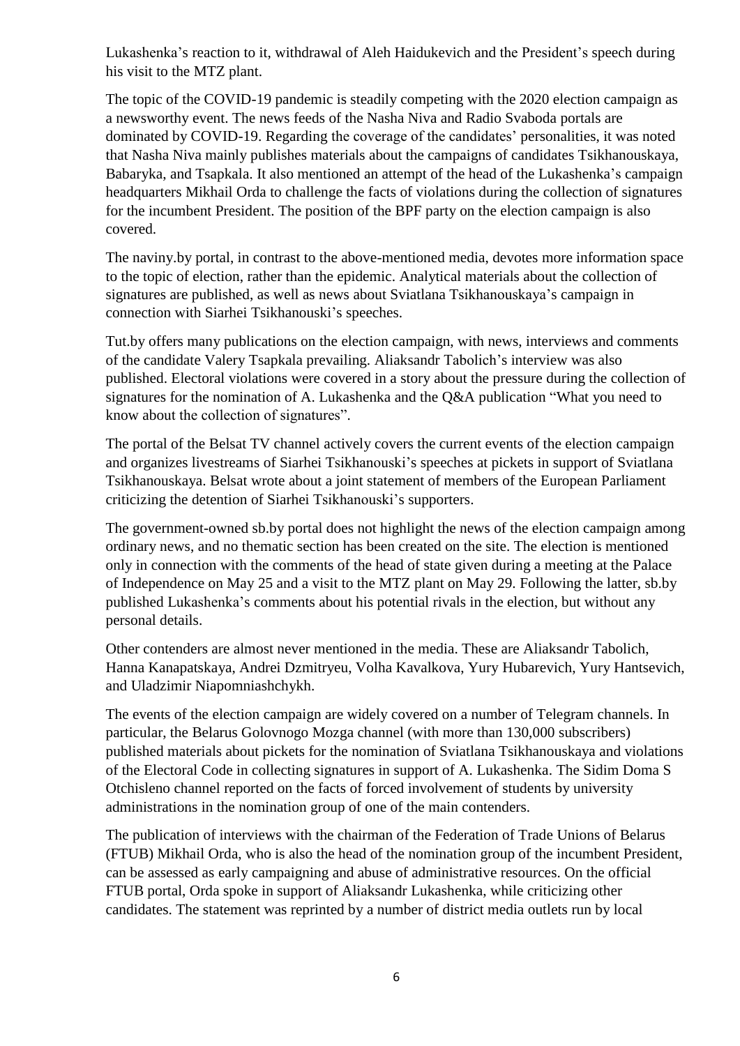Lukashenka's reaction to it, withdrawal of Aleh Haidukevich and the President's speech during his visit to the MTZ plant.

The topic of the COVID-19 pandemic is steadily competing with the 2020 election campaign as a newsworthy event. The news feeds of the Nasha Niva and Radio Svaboda portals are dominated by COVID-19. Regarding the coverage of the candidates' personalities, it was noted that Nasha Niva mainly publishes materials about the campaigns of candidates Tsikhanouskaya, Babaryka, and Tsapkala. It also mentioned an attempt of the head of the Lukashenka's campaign headquarters Mikhail Orda to challenge the facts of violations during the collection of signatures for the incumbent President. The position of the BPF party on the election campaign is also covered.

The naviny.by portal, in contrast to the above-mentioned media, devotes more information space to the topic of election, rather than the epidemic. Analytical materials about the collection of signatures are published, as well as news about Sviatlana Tsikhanouskaya's campaign in connection with Siarhei Tsikhanouski's speeches.

Tut.by offers many publications on the election campaign, with news, interviews and comments of the candidate Valery Tsapkala prevailing. Aliaksandr Tabolich's interview was also published. Electoral violations were covered in a story about the pressure during the collection of signatures for the nomination of A. Lukashenka and the Q&A publication "What you need to know about the collection of signatures".

The portal of the Belsat TV channel actively covers the current events of the election campaign and organizes livestreams of Siarhei Tsikhanouski's speeches at pickets in support of Sviatlana Tsikhanouskaya. Belsat wrote about a joint statement of members of the European Parliament criticizing the detention of Siarhei Tsikhanouski's supporters.

The government-owned sb.by portal does not highlight the news of the election campaign among ordinary news, and no thematic section has been created on the site. The election is mentioned only in connection with the comments of the head of state given during a meeting at the Palace of Independence on May 25 and a visit to the MTZ plant on May 29. Following the latter, sb.by published Lukashenka's comments about his potential rivals in the election, but without any personal details.

Other contenders are almost never mentioned in the media. These are Aliaksandr Tabolich, Hanna Kanapatskaya, Andrei Dzmitryeu, Volha Kavalkova, Yury Hubarevich, Yury Hantsevich, and Uladzimir Niapomniashchykh.

The events of the election campaign are widely covered on a number of Telegram channels. In particular, the Belarus Golovnogo Mozga channel (with more than 130,000 subscribers) published materials about pickets for the nomination of Sviatlana Tsikhanouskaya and violations of the Electoral Code in collecting signatures in support of A. Lukashenka. The Sidim Doma S Otchisleno channel reported on the facts of forced involvement of students by university administrations in the nomination group of one of the main contenders.

The publication of interviews with the chairman of the Federation of Trade Unions of Belarus (FTUB) Mikhail Orda, who is also the head of the nomination group of the incumbent President, can be assessed as early campaigning and abuse of administrative resources. On the official FTUB portal, Orda spoke in support of Aliaksandr Lukashenka, while criticizing other candidates. The statement was reprinted by a number of district media outlets run by local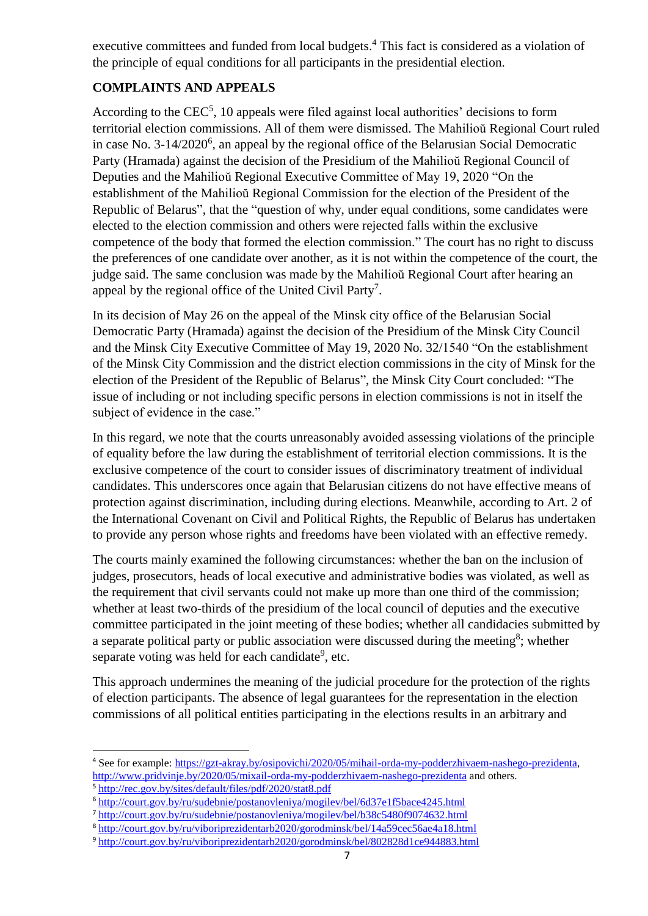executive committees and funded from local budgets.[4] This fact is considered as a violation of the principle of equal conditions for all participants in the presidential election.

## COMPLAINTS AND APPEALS

According to the CEC[5], 10 appeals were filed against local authorities' decisions to form territorial election commissions. All of them were dismissed. The Mahilioŭ Regional Court ruled in case No. 3-14/2020[6], an appeal by the regional office of the Belarusian Social Democratic Party (Hramada) against the decision of the Presidium of the Mahilioŭ Regional Council of Deputies and the Mahilioŭ Regional Executive Committee of May 19, 2020 "On the establishment of the Mahilioŭ Regional Commission for the election of the President of the Republic of Belarus", that the "question of why, under equal conditions, some candidates were elected to the election commission and others were rejected falls within the exclusive competence of the body that formed the election commission." The court has no right to discuss the preferences of one candidate over another, as it is not within the competence of the court, the judge said. The same conclusion was made by the Mahilioŭ Regional Court after hearing an appeal by the regional office of the United Civil Party[7].

In its decision of May 26 on the appeal of the Minsk city office of the Belarusian Social Democratic Party (Hramada) against the decision of the Presidium of the Minsk City Council and the Minsk City Executive Committee of May 19, 2020 No. 32/1540 "On the establishment of the Minsk City Commission and the district election commissions in the city of Minsk for the election of the President of the Republic of Belarus", the Minsk City Court concluded: "The issue of including or not including specific persons in election commissions is not in itself the subject of evidence in the case."

In this regard, we note that the courts unreasonably avoided assessing violations of the principle of equality before the law during the establishment of territorial election commissions. It is the exclusive competence of the court to consider issues of discriminatory treatment of individual candidates. This underscores once again that Belarusian citizens do not have effective means of protection against discrimination, including during elections. Meanwhile, according to Art. 2 of the International Covenant on Civil and Political Rights, the Republic of Belarus has undertaken to provide any person whose rights and freedoms have been violated with an effective remedy.

The courts mainly examined the following circumstances: whether the ban on the inclusion of judges, prosecutors, heads of local executive and administrative bodies was violated, as well as the requirement that civil servants could not make up more than one third of the commission; whether at least two-thirds of the presidium of the local council of deputies and the executive committee participated in the joint meeting of these bodies; whether all candidacies submitted by a separate political party or public association were discussed during the meeting[8]; whether separate voting was held for each candidate[9], etc.

This approach undermines the meaning of the judicial procedure for the protection of the rights of election participants. The absence of legal guarantees for the representation in the election commissions of all political entities participating in the elections results in an arbitrary and

---

[4] See for example: https://gzt-akray.by/osipovichi/2020/05/mihail-orda-my-podderzhivaem-nashego-prezidenta, http://www.pridvinje.by/2020/05/mixail-orda-my-podderzhivaem-nashego-prezidenta and others.

[5] http://rec.gov.by/sites/default/files/pdf/2020/stat8.pdf

[6] http://court.gov.by/ru/sudebnie/postanovleniya/mogilev/bel/6d37e1f5bace4245.html

[7] http://court.gov.by/ru/sudebnie/postanovleniya/mogilev/bel/b38c5480f9074632.html

[8] http://court.gov.by/ru/viboriprezidentarb2020/gorodminsk/bel/14a59cec56ae4a18.html

[9] http://court.gov.by/ru/viboriprezidentarb2020/gorodminsk/bel/802828d1ce944883.html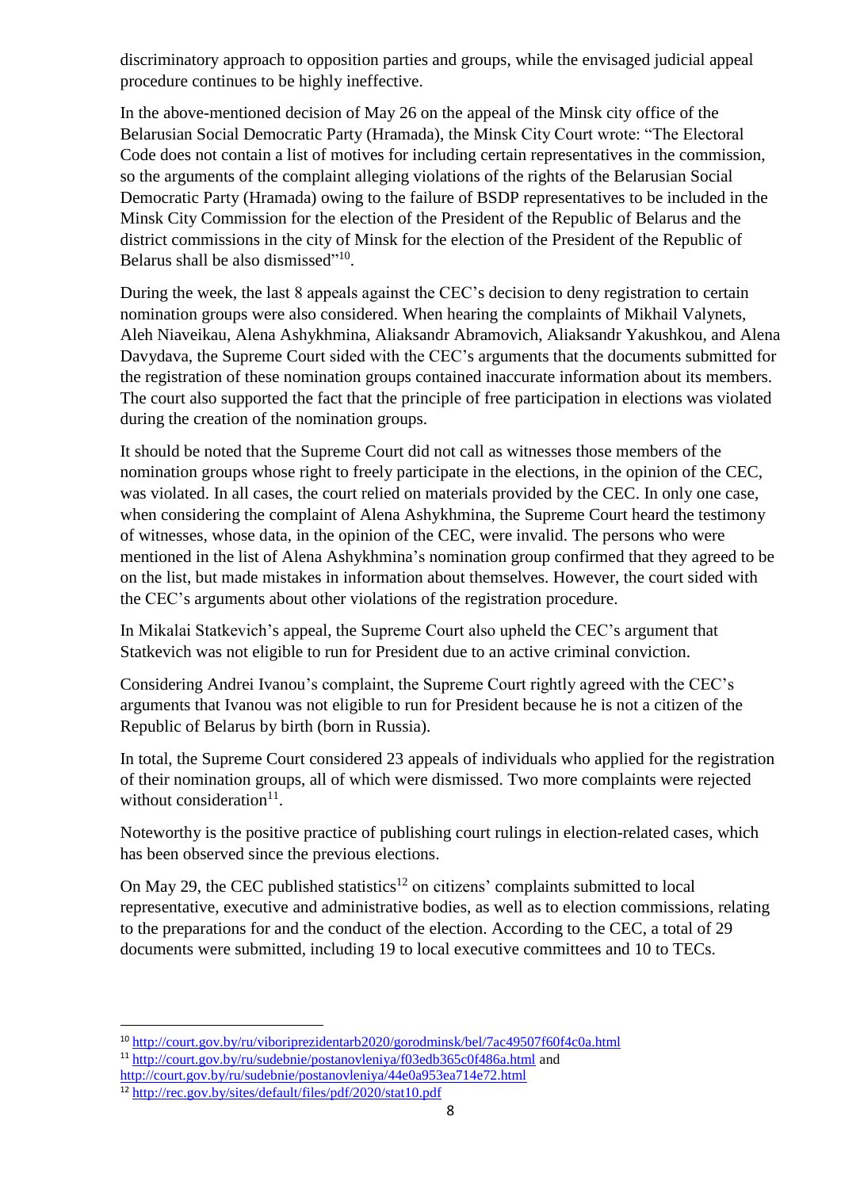discriminatory approach to opposition parties and groups, while the envisaged judicial appeal procedure continues to be highly ineffective.

In the above-mentioned decision of May 26 on the appeal of the Minsk city office of the Belarusian Social Democratic Party (Hramada), the Minsk City Court wrote: "The Electoral Code does not contain a list of motives for including certain representatives in the commission, so the arguments of the complaint alleging violations of the rights of the Belarusian Social Democratic Party (Hramada) owing to the failure of BSDP representatives to be included in the Minsk City Commission for the election of the President of the Republic of Belarus and the district commissions in the city of Minsk for the election of the President of the Republic of Belarus shall be also dismissed"[10].

During the week, the last 8 appeals against the CEC's decision to deny registration to certain nomination groups were also considered. When hearing the complaints of Mikhail Valynets, Aleh Niaveikau, Alena Ashykhmina, Aliaksandr Abramovich, Aliaksandr Yakushkou, and Alena Davydava, the Supreme Court sided with the CEC's arguments that the documents submitted for the registration of these nomination groups contained inaccurate information about its members. The court also supported the fact that the principle of free participation in elections was violated during the creation of the nomination groups.

It should be noted that the Supreme Court did not call as witnesses those members of the nomination groups whose right to freely participate in the elections, in the opinion of the CEC, was violated. In all cases, the court relied on materials provided by the CEC. In only one case, when considering the complaint of Alena Ashykhmina, the Supreme Court heard the testimony of witnesses, whose data, in the opinion of the CEC, were invalid. The persons who were mentioned in the list of Alena Ashykhmina's nomination group confirmed that they agreed to be on the list, but made mistakes in information about themselves. However, the court sided with the CEC's arguments about other violations of the registration procedure.

In Mikalai Statkevich's appeal, the Supreme Court also upheld the CEC's argument that Statkevich was not eligible to run for President due to an active criminal conviction.

Considering Andrei Ivanou's complaint, the Supreme Court rightly agreed with the CEC's arguments that Ivanou was not eligible to run for President because he is not a citizen of the Republic of Belarus by birth (born in Russia).

In total, the Supreme Court considered 23 appeals of individuals who applied for the registration of their nomination groups, all of which were dismissed. Two more complaints were rejected without consideration[11].

Noteworthy is the positive practice of publishing court rulings in election-related cases, which has been observed since the previous elections.

On May 29, the CEC published statistics[12] on citizens' complaints submitted to local representative, executive and administrative bodies, as well as to election commissions, relating to the preparations for and the conduct of the election. According to the CEC, a total of 29 documents were submitted, including 19 to local executive committees and 10 to TECs.

---

[10] http://court.gov.by/ru/viboriprezidentarb2020/gorodminsk/bel/7ac49507f60f4c0a.html

[11] http://court.gov.by/ru/sudebnie/postanovleniya/f03edb365c0f486a.html and http://court.gov.by/ru/sudebnie/postanovleniya/44e0a953ea714e72.html

[12] http://rec.gov.by/sites/default/files/pdf/2020/stat10.pdf